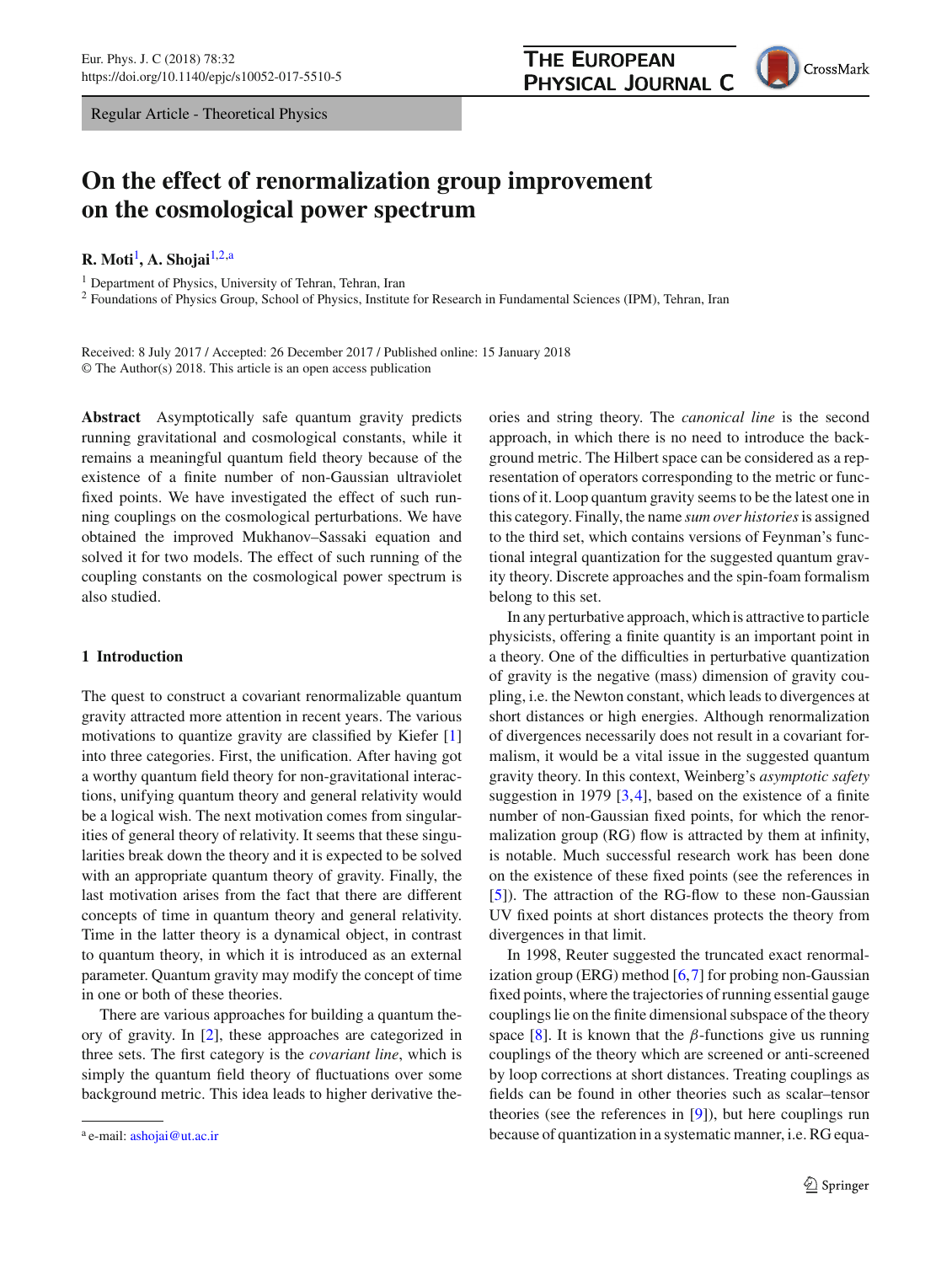Regular Article - Theoretical Physics

# On the effect of renormalization group improvement on the cosmological power spectrum

**R. Moti**[1], **A. Shojai**[1,2,a]

[1] Department of Physics, University of Tehran, Tehran, Iran
[2] Foundations of Physics Group, School of Physics, Institute for Research in Fundamental Sciences (IPM), Tehran, Iran

Received: 8 July 2017 / Accepted: 26 December 2017 / Published online: 15 January 2018
© The Author(s) 2018. This article is an open access publication

**Abstract** Asymptotically safe quantum gravity predicts running gravitational and cosmological constants, while it remains a meaningful quantum field theory because of the existence of a finite number of non-Gaussian ultraviolet fixed points. We have investigated the effect of such running couplings on the cosmological perturbations. We have obtained the improved Mukhanov–Sassaki equation and solved it for two models. The effect of such running of the coupling constants on the cosmological power spectrum is also studied.

## 1 Introduction

The quest to construct a covariant renormalizable quantum gravity attracted more attention in recent years. The various motivations to quantize gravity are classified by Kiefer [1] into three categories. First, the unification. After having got a worthy quantum field theory for non-gravitational interactions, unifying quantum theory and general relativity would be a logical wish. The next motivation comes from singularities of general theory of relativity. It seems that these singularities break down the theory and it is expected to be solved with an appropriate quantum theory of gravity. Finally, the last motivation arises from the fact that there are different concepts of time in quantum theory and general relativity. Time in the latter theory is a dynamical object, in contrast to quantum theory, in which it is introduced as an external parameter. Quantum gravity may modify the concept of time in one or both of these theories.

There are various approaches for building a quantum theory of gravity. In [2], these approaches are categorized in three sets. The first category is the *covariant line*, which is simply the quantum field theory of fluctuations over some background metric. This idea leads to higher derivative theories and string theory. The *canonical line* is the second approach, in which there is no need to introduce the background metric. The Hilbert space can be considered as a representation of operators corresponding to the metric or functions of it. Loop quantum gravity seems to be the latest one in this category. Finally, the name *sum over histories* is assigned to the third set, which contains versions of Feynman's functional integral quantization for the suggested quantum gravity theory. Discrete approaches and the spin-foam formalism belong to this set.

In any perturbative approach, which is attractive to particle physicists, offering a finite quantity is an important point in a theory. One of the difficulties in perturbative quantization of gravity is the negative (mass) dimension of gravity coupling, i.e. the Newton constant, which leads to divergences at short distances or high energies. Although renormalization of divergences necessarily does not result in a covariant formalism, it would be a vital issue in the suggested quantum gravity theory. In this context, Weinberg's *asymptotic safety* suggestion in 1979 [3,4], based on the existence of a finite number of non-Gaussian fixed points, for which the renormalization group (RG) flow is attracted by them at infinity, is notable. Much successful research work has been done on the existence of these fixed points (see the references in [5]). The attraction of the RG-flow to these non-Gaussian UV fixed points at short distances protects the theory from divergences in that limit.

In 1998, Reuter suggested the truncated exact renormalization group (ERG) method [6,7] for probing non-Gaussian fixed points, where the trajectories of running essential gauge couplings lie on the finite dimensional subspace of the theory space [8]. It is known that the $\beta$-functions give us running couplings of the theory which are screened or anti-screened by loop corrections at short distances. Treating couplings as fields can be found in other theories such as scalar–tensor theories (see the references in [9]), but here couplings run because of quantization in a systematic manner, i.e. RG equa-

[a] e-mail: ashojai@ut.ac.ir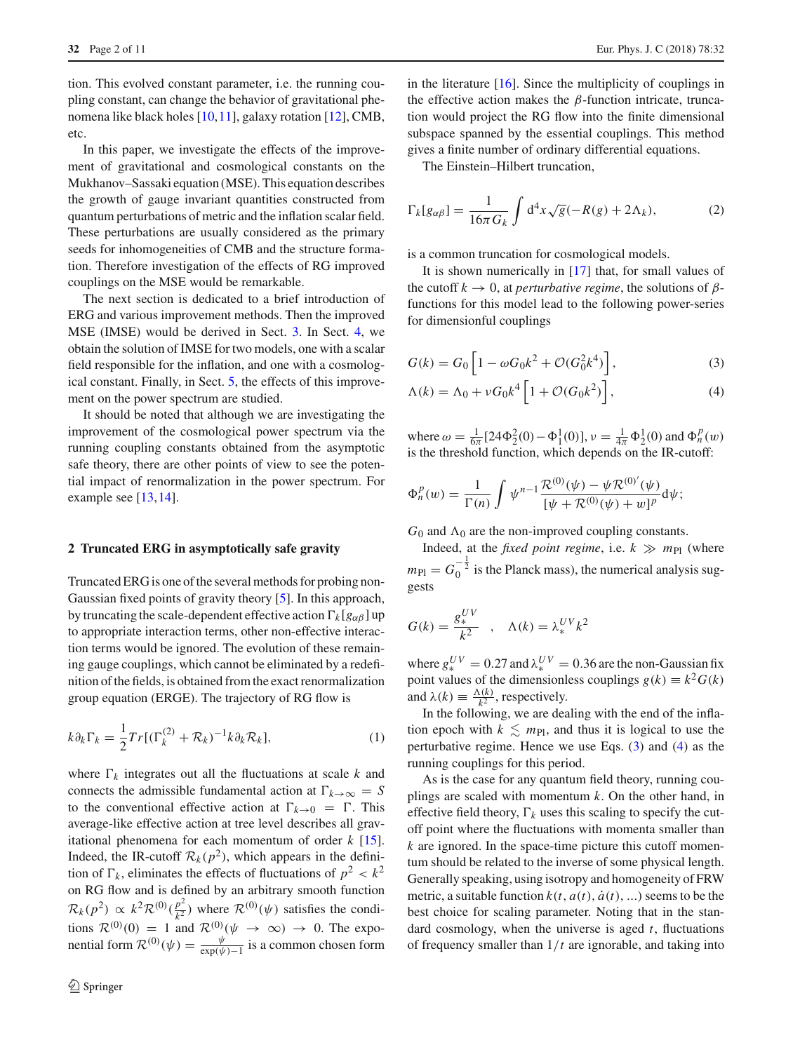tion. This evolved constant parameter, i.e. the running coupling constant, can change the behavior of gravitational phenomena like black holes [10,11], galaxy rotation [12], CMB, etc.

In this paper, we investigate the effects of the improvement of gravitational and cosmological constants on the Mukhanov–Sassaki equation (MSE). This equation describes the growth of gauge invariant quantities constructed from quantum perturbations of metric and the inflation scalar field. These perturbations are usually considered as the primary seeds for inhomogeneities of CMB and the structure formation. Therefore investigation of the effects of RG improved couplings on the MSE would be remarkable.

The next section is dedicated to a brief introduction of ERG and various improvement methods. Then the improved MSE (IMSE) would be derived in Sect. 3. In Sect. 4, we obtain the solution of IMSE for two models, one with a scalar field responsible for the inflation, and one with a cosmological constant. Finally, in Sect. 5, the effects of this improvement on the power spectrum are studied.

It should be noted that although we are investigating the improvement of the cosmological power spectrum via the running coupling constants obtained from the asymptotic safe theory, there are other points of view to see the potential impact of renormalization in the power spectrum. For example see [13,14].

## 2 Truncated ERG in asymptotically safe gravity

Truncated ERG is one of the several methods for probing non-Gaussian fixed points of gravity theory [5]. In this approach, by truncating the scale-dependent effective action $\Gamma_k[g_{\alpha\beta}]$ up to appropriate interaction terms, other non-effective interaction terms would be ignored. The evolution of these remaining gauge couplings, which cannot be eliminated by a redefinition of the fields, is obtained from the exact renormalization group equation (ERGE). The trajectory of RG flow is

$$k\partial_k\Gamma_k = \frac{1}{2}Tr[(\Gamma_k^{(2)} + \mathcal{R}_k)^{-1}k\partial_k\mathcal{R}_k], \tag{1}$$

where $\Gamma_k$ integrates out all the fluctuations at scale $k$ and connects the admissible fundamental action at $\Gamma_{k\to\infty} = S$ to the conventional effective action at $\Gamma_{k\to 0} = \Gamma$. This average-like effective action at tree level describes all gravitational phenomena for each momentum of order $k$ [15]. Indeed, the IR-cutoff $\mathcal{R}_k(p^2)$, which appears in the definition of $\Gamma_k$, eliminates the effects of fluctuations of $p^2 < k^2$ on RG flow and is defined by an arbitrary smooth function $\mathcal{R}_k(p^2) \propto k^2\mathcal{R}^{(0)}(\frac{p^2}{k^2})$ where $\mathcal{R}^{(0)}(\psi)$ satisfies the conditions $\mathcal{R}^{(0)}(0) = 1$ and $\mathcal{R}^{(0)}(\psi \to \infty) \to 0$. The exponential form $\mathcal{R}^{(0)}(\psi) = \frac{\psi}{\exp(\psi)-1}$ is a common chosen form in the literature [16]. Since the multiplicity of couplings in the effective action makes the $\beta$-function intricate, truncation would project the RG flow into the finite dimensional subspace spanned by the essential couplings. This method gives a finite number of ordinary differential equations.

The Einstein–Hilbert truncation,

$$\Gamma_k[g_{\alpha\beta}] = \frac{1}{16\pi G_k}\int d^4x\sqrt{g}(-R(g) + 2\Lambda_k), \tag{2}$$

is a common truncation for cosmological models.

It is shown numerically in [17] that, for small values of the cutoff $k \to 0$, at *perturbative regime*, the solutions of $\beta$-functions for this model lead to the following power-series for dimensional couplings

$$G(k) = G_0\left[1 - \omega G_0 k^2 + \mathcal{O}(G_0^2 k^4)\right], \tag{3}$$

$$\Lambda(k) = \Lambda_0 + \nu G_0 k^4\left[1 + \mathcal{O}(G_0 k^2)\right], \tag{4}$$

where $\omega = \frac{1}{6\pi}[24\Phi_2^2(0) - \Phi_1^1(0)]$, $\nu = \frac{1}{4\pi}\Phi_2^1(0)$ and $\Phi_n^p(w)$ is the threshold function, which depends on the IR-cutoff:

$$\Phi_n^p(w) = \frac{1}{\Gamma(n)}\int \psi^{n-1}\frac{\mathcal{R}^{(0)}(\psi) - \psi\mathcal{R}^{(0)'}(\psi)}{[\psi + \mathcal{R}^{(0)}(\psi) + w]^p}d\psi;$$

$G_0$ and $\Lambda_0$ are the non-improved coupling constants.

Indeed, at the *fixed point regime*, i.e. $k \gg m_{\text{Pl}}$ (where $m_{\text{Pl}} = G_0^{-\frac{1}{2}}$ is the Planck mass), the numerical analysis suggests

$$G(k) = \frac{g_*^{UV}}{k^2} \quad , \quad \Lambda(k) = \lambda_*^{UV}k^2$$

where $g_*^{UV} = 0.27$ and $\lambda_*^{UV} = 0.36$ are the non-Gaussian fix point values of the dimensionless couplings $g(k) \equiv k^2G(k)$ and $\lambda(k) \equiv \frac{\Lambda(k)}{k^2}$, respectively.

In the following, we are dealing with the end of the inflation epoch with $k \lesssim m_{\text{Pl}}$, and thus it is logical to use the perturbative regime. Hence we use Eqs. (3) and (4) as the running couplings for this period.

As is the case for any quantum field theory, running couplings are scaled with momentum $k$. On the other hand, in effective field theory, $\Gamma_k$ uses this scaling to specify the cutoff point where the fluctuations with momenta smaller than $k$ are ignored. In the space-time picture this cutoff momentum should be related to the inverse of some physical length. Generally speaking, using isotropy and homogeneity of FRW metric, a suitable function $k(t, a(t), \dot{a}(t), \ldots)$ seems to be the best choice for scaling parameter. Noting that in the standard cosmology, when the universe is aged $t$, fluctuations of frequency smaller than $1/t$ are ignorable, and taking into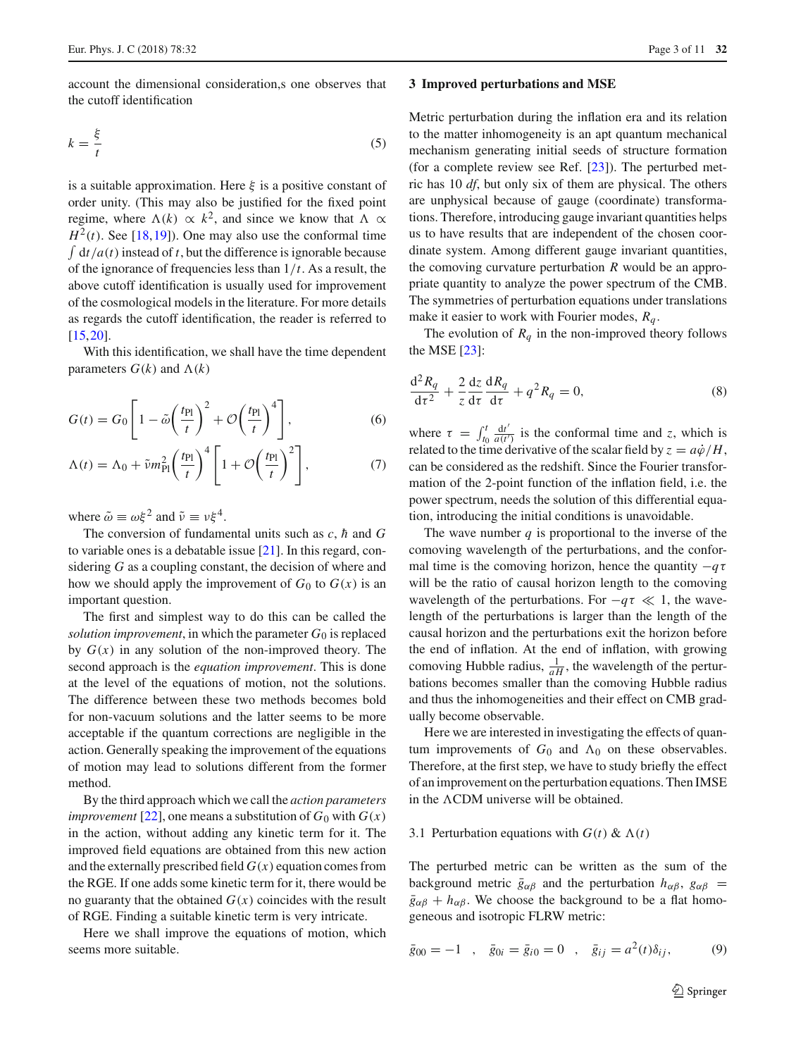account the dimensional consideration,s one observes that the cutoff identification

$$k = \frac{\xi}{t} \tag{5}$$

is a suitable approximation. Here $\xi$ is a positive constant of order unity. (This may also be justified for the fixed point regime, where $\Lambda(k) \propto k^2$, and since we know that $\Lambda \propto H^2(t)$. See [18,19]). One may also use the conformal time $\int \mathrm{d}t/a(t)$ instead of $t$, but the difference is ignorable because of the ignorance of frequencies less than $1/t$. As a result, the above cutoff identification is usually used for improvement of the cosmological models in the literature. For more details as regards the cutoff identification, the reader is referred to [15,20].

With this identification, we shall have the time dependent parameters $G(k)$ and $\Lambda(k)$

$$G(t) = G_0\left[1 - \tilde{\omega}\left(\frac{t_{\mathrm{Pl}}}{t}\right)^2 + \mathcal{O}\left(\frac{t_{\mathrm{Pl}}}{t}\right)^4\right], \tag{6}$$

$$\Lambda(t) = \Lambda_0 + \tilde{\nu} m_{\mathrm{Pl}}^2\left(\frac{t_{\mathrm{Pl}}}{t}\right)^4\left[1 + \mathcal{O}\left(\frac{t_{\mathrm{Pl}}}{t}\right)^2\right], \tag{7}$$

where $\tilde{\omega} \equiv \omega\xi^2$ and $\tilde{\nu} \equiv \nu\xi^4$.

The conversion of fundamental units such as $c$, $\hbar$ and $G$ to variable ones is a debatable issue [21]. In this regard, considering $G$ as a coupling constant, the decision of where and how we should apply the improvement of $G_0$ to $G(x)$ is an important question.

The first and simplest way to do this can be called the *solution improvement*, in which the parameter $G_0$ is replaced by $G(x)$ in any solution of the non-improved theory. The second approach is the *equation improvement*. This is done at the level of the equations of motion, not the solutions. The difference between these two methods becomes bold for non-vacuum solutions and the latter seems to be more acceptable if the quantum corrections are negligible in the action. Generally speaking the improvement of the equations of motion may lead to solutions different from the former method.

By the third approach which we call the *action parameters improvement* [22], one means a substitution of $G_0$ with $G(x)$ in the action, without adding any kinetic term for it. The improved field equations are obtained from this new action and the externally prescribed field $G(x)$ equation comes from the RGE. If one adds some kinetic term for it, there would be no guaranty that the obtained $G(x)$ coincides with the result of RGE. Finding a suitable kinetic term is very intricate.

Here we shall improve the equations of motion, which seems more suitable.

## 3 Improved perturbations and MSE

Metric perturbation during the inflation era and its relation to the matter inhomogeneity is an apt quantum mechanical mechanism generating initial seeds of structure formation (for a complete review see Ref. [23]). The perturbed metric has 10 *df*, but only six of them are physical. The others are unphysical because of gauge (coordinate) transformations. Therefore, introducing gauge invariant quantities helps us to have results that are independent of the chosen coordinate system. Among different gauge invariant quantities, the comoving curvature perturbation $R$ would be an appropriate quantity to analyze the power spectrum of the CMB. The symmetries of perturbation equations under translations make it easier to work with Fourier modes, $R_q$.

The evolution of $R_q$ in the non-improved theory follows the MSE [23]:

$$\frac{\mathrm{d}^2 R_q}{\mathrm{d}\tau^2} + \frac{2}{z}\frac{\mathrm{d}z}{\mathrm{d}\tau}\frac{\mathrm{d}R_q}{\mathrm{d}\tau} + q^2 R_q = 0, \tag{8}$$

where $\tau = \int_{t_0}^{t} \frac{\mathrm{d}t'}{a(t')}$ is the conformal time and $z$, which is related to the time derivative of the scalar field by $z = a\dot{\varphi}/H$, can be considered as the redshift. Since the Fourier transformation of the 2-point function of the inflation field, i.e. the power spectrum, needs the solution of this differential equation, introducing the initial conditions is unavoidable.

The wave number $q$ is proportional to the inverse of the comoving wavelength of the perturbations, and the conformal time is the comoving horizon, hence the quantity $-q\tau$ will be the ratio of causal horizon length to the comoving wavelength of the perturbations. For $-q\tau \ll 1$, the wavelength of the perturbations is larger than the length of the causal horizon and the perturbations exit the horizon before the end of inflation. At the end of inflation, with growing comoving Hubble radius, $\frac{1}{aH}$, the wavelength of the perturbations becomes smaller than the comoving Hubble radius and thus the inhomogeneities and their effect on CMB gradually become observable.

Here we are interested in investigating the effects of quantum improvements of $G_0$ and $\Lambda_0$ on these observables. Therefore, at the first step, we have to study briefly the effect of an improvement on the perturbation equations. Then IMSE in the $\Lambda$CDM universe will be obtained.

### 3.1 Perturbation equations with $G(t)$ & $\Lambda(t)$

The perturbed metric can be written as the sum of the background metric $\bar{g}_{\alpha\beta}$ and the perturbation $h_{\alpha\beta}$, $g_{\alpha\beta} = \bar{g}_{\alpha\beta} + h_{\alpha\beta}$. We choose the background to be a flat homogeneous and isotropic FLRW metric:

$$\bar{g}_{00} = -1 \quad , \quad \bar{g}_{0i} = \bar{g}_{i0} = 0 \quad , \quad \bar{g}_{ij} = a^2(t)\delta_{ij}, \tag{9}$$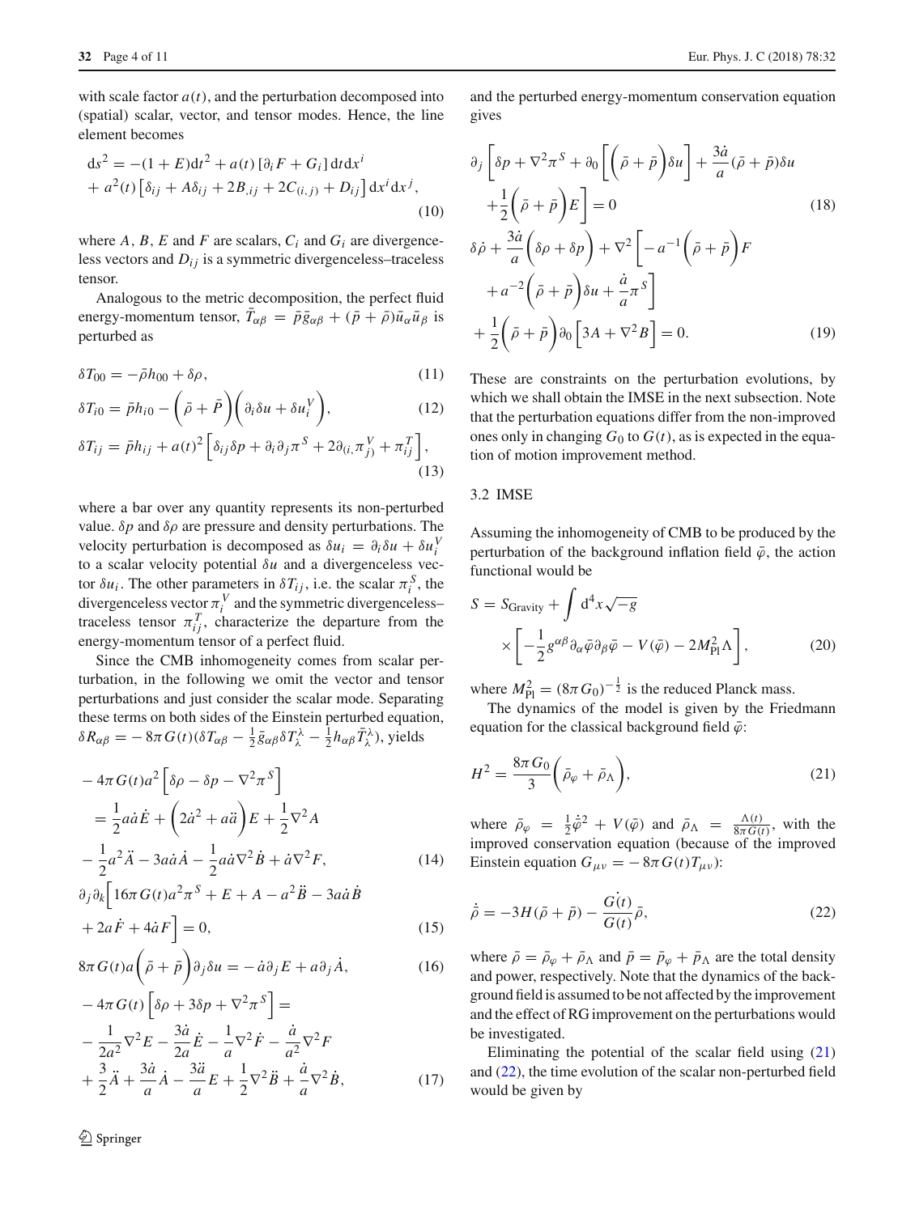with scale factor $a(t)$, and the perturbation decomposed into (spatial) scalar, vector, and tensor modes. Hence, the line element becomes

$$
\begin{aligned}
\mathrm{d}s^2 &= -(1+E)\mathrm{d}t^2 + a(t)\left[\partial_i F + G_i\right]\mathrm{d}t\mathrm{d}x^i \\
&+ a^2(t)\left[\delta_{ij} + A\delta_{ij} + 2B_{,ij} + 2C_{(i,j)} + D_{ij}\right]\mathrm{d}x^i\mathrm{d}x^j,
\end{aligned}
\tag{10}
$$

where $A$, $B$, $E$ and $F$ are scalars, $C_i$ and $G_i$ are divergenceless vectors and $D_{ij}$ is a symmetric divergenceless–traceless tensor.

Analogous to the metric decomposition, the perfect fluid energy-momentum tensor, $\bar{T}_{\alpha\beta} = \bar{p}\bar{g}_{\alpha\beta} + (\bar{p}+\bar{\rho})\bar{u}_\alpha\bar{u}_\beta$ is perturbed as

$$
\delta T_{00} = -\bar{\rho}h_{00} + \delta\rho, \tag{11}
$$

$$
\delta T_{i0} = \bar{p}h_{i0} - \left(\bar{\rho} + \bar{P}\right)\left(\partial_i\delta u + \delta u_i^V\right), \tag{12}
$$

$$
\delta T_{ij} = \bar{p}h_{ij} + a(t)^2\left[\delta_{ij}\delta p + \partial_i\partial_j\pi^S + 2\partial_{(i,}\pi^V_{j)} + \pi^T_{ij}\right], \tag{13}
$$

where a bar over any quantity represents its non-perturbed value. $\delta p$ and $\delta\rho$ are pressure and density perturbations. The velocity perturbation is decomposed as $\delta u_i = \partial_i\delta u + \delta u_i^V$ to a scalar velocity potential $\delta u$ and a divergenceless vector $\delta u_i$. The other parameters in $\delta T_{ij}$, i.e. the scalar $\pi_i^S$, the divergenceless vector $\pi_i^V$ and the symmetric divergenceless–traceless tensor $\pi_{ij}^T$, characterize the departure from the energy-momentum tensor of a perfect fluid.

Since the CMB inhomogeneity comes from scalar perturbation, in the following we omit the vector and tensor perturbations and just consider the scalar mode. Separating these terms on both sides of the Einstein perturbed equation, $\delta R_{\alpha\beta} = -8\pi G(t)(\delta T_{\alpha\beta} - \frac{1}{2}\bar{g}_{\alpha\beta}\delta T^\lambda_\lambda - \frac{1}{2}h_{\alpha\beta}\bar{T}^\lambda_\lambda)$, yields

$$
\begin{aligned}
&-4\pi G(t)a^2\left[\delta\rho - \delta p - \nabla^2\pi^S\right] \\
&= \frac{1}{2}a\dot{a}\dot{E} + \left(2\dot{a}^2 + a\ddot{a}\right)E + \frac{1}{2}\nabla^2 A \\
&- \frac{1}{2}a^2\ddot{A} - 3a\dot{a}\dot{A} - \frac{1}{2}a\dot{a}\nabla^2\dot{B} + \dot{a}\nabla^2 F,
\end{aligned}
\tag{14}
$$

$$
\begin{aligned}
&\partial_j\partial_k\Big[16\pi G(t)a^2\pi^S + E + A - a^2\ddot{B} - 3a\dot{a}\dot{B} \\
&+ 2a\dot{F} + 4\dot{a}F\Big] = 0,
\end{aligned}
\tag{15}
$$

$$
8\pi G(t)a\left(\bar{\rho} + \bar{p}\right)\partial_j\delta u = -\dot{a}\partial_j E + a\partial_j\dot{A}, \tag{16}
$$

$$
\begin{aligned}
&-4\pi G(t)\left[\delta\rho + 3\delta p + \nabla^2\pi^S\right] = \\
&-\frac{1}{2a^2}\nabla^2 E - \frac{3\dot{a}}{2a}\dot{E} - \frac{1}{a}\nabla^2\dot{F} - \frac{\dot{a}}{a^2}\nabla^2 F \\
&+ \frac{3}{2}\ddot{A} + \frac{3\dot{a}}{a}\dot{A} - \frac{3\ddot{a}}{a}E + \frac{1}{2}\nabla^2\ddot{B} + \frac{\dot{a}}{a}\nabla^2\dot{B},
\end{aligned}
\tag{17}
$$

and the perturbed energy-momentum conservation equation gives

$$
\begin{aligned}
&\partial_j\left[\delta p + \nabla^2\pi^S + \partial_0\left[\left(\bar{\rho} + \bar{p}\right)\delta u\right] + \frac{3\dot{a}}{a}(\bar{\rho} + \bar{p})\delta u\right. \\
&\left.+\frac{1}{2}\left(\bar{\rho} + \bar{p}\right)E\right] = 0
\end{aligned}
\tag{18}
$$

$$
\begin{aligned}
&\delta\dot{\rho} + \frac{3\dot{a}}{a}\left(\delta\rho + \delta p\right) + \nabla^2\left[-a^{-1}\left(\bar{\rho} + \bar{p}\right)F\right. \\
&\left.+a^{-2}\left(\bar{\rho} + \bar{p}\right)\delta u + \frac{\dot{a}}{a}\pi^S\right] \\
&+\frac{1}{2}\left(\bar{\rho} + \bar{p}\right)\partial_0\left[3A + \nabla^2 B\right] = 0.
\end{aligned}
\tag{19}
$$

These are constraints on the perturbation evolutions, by which we shall obtain the IMSE in the next subsection. Note that the perturbation equations differ from the non-improved ones only in changing $G_0$ to $G(t)$, as is expected in the equation of motion improvement method.

### 3.2 IMSE

Assuming the inhomogeneity of CMB to be produced by the perturbation of the background inflation field $\bar{\varphi}$, the action functional would be

$$
\begin{aligned}
S &= S_{\mathrm{Gravity}} + \int \mathrm{d}^4x\sqrt{-g} \\
&\times\left[-\frac{1}{2}g^{\alpha\beta}\partial_\alpha\bar{\varphi}\partial_\beta\bar{\varphi} - V(\bar{\varphi}) - 2M_{\mathrm{Pl}}^2\Lambda\right],
\end{aligned}
\tag{20}
$$

where $M_{\mathrm{Pl}}^2 = (8\pi G_0)^{-\frac{1}{2}}$ is the reduced Planck mass.

The dynamics of the model is given by the Friedmann equation for the classical background field $\bar{\varphi}$:

$$
H^2 = \frac{8\pi G_0}{3}\left(\bar{\rho}_\varphi + \bar{\rho}_\Lambda\right), \tag{21}
$$

where $\bar{\rho}_\varphi = \frac{1}{2}\dot{\bar{\varphi}}^2 + V(\bar{\varphi})$ and $\bar{\rho}_\Lambda = \frac{\Lambda(t)}{8\pi G(t)}$, with the improved conservation equation (because of the improved Einstein equation $G_{\mu\nu} = -8\pi G(t)T_{\mu\nu}$):

$$
\dot{\bar{\rho}} = -3H(\bar{\rho} + \bar{p}) - \frac{\dot{G(t)}}{G(t)}\bar{\rho}, \tag{22}
$$

where $\bar{\rho} = \bar{\rho}_\varphi + \bar{\rho}_\Lambda$ and $\bar{p} = \bar{p}_\varphi + \bar{p}_\Lambda$ are the total density and power, respectively. Note that the dynamics of the background field is assumed to be not affected by the improvement and the effect of RG improvement on the perturbations would be investigated.

Eliminating the potential of the scalar field using (21) and (22), the time evolution of the scalar non-perturbed field would be given by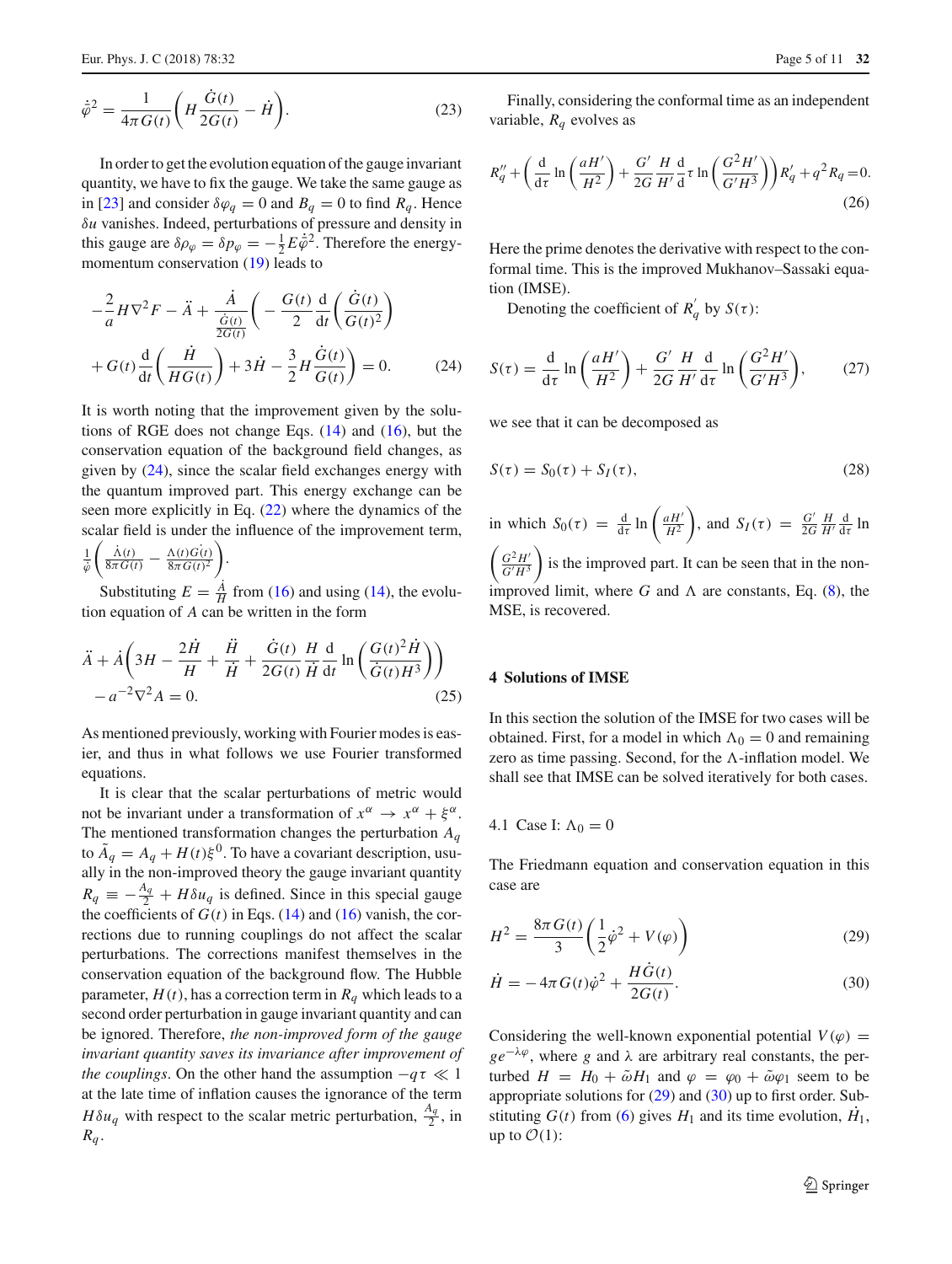$$\dot{\bar{\varphi}}^2 = \frac{1}{4\pi G(t)}\left(H\frac{\dot{G}(t)}{2G(t)} - \dot{H}\right). \tag{23}$$

In order to get the evolution equation of the gauge invariant quantity, we have to fix the gauge. We take the same gauge as in [23] and consider $\delta\varphi_q = 0$ and $B_q = 0$ to find $R_q$. Hence $\delta u$ vanishes. Indeed, perturbations of pressure and density in this gauge are $\delta\rho_\varphi = \delta p_\varphi = -\frac{1}{2}E\dot{\bar{\varphi}}^2$. Therefore the energy-momentum conservation (19) leads to

$$-\frac{2}{a}H\nabla^2 F - \ddot{A} + \frac{\dot{A}}{\frac{\dot{G}(t)}{2G(t)}}\left(-\frac{G(t)}{2}\frac{\mathrm{d}}{\mathrm{d}t}\left(\frac{\dot{G}(t)}{G(t)^2}\right)\right.$$
$$\left. + G(t)\frac{\mathrm{d}}{\mathrm{d}t}\left(\frac{\dot{H}}{HG(t)}\right) + 3\dot{H} - \frac{3}{2}H\frac{\dot{G}(t)}{G(t)}\right) = 0. \tag{24}$$

It is worth noting that the improvement given by the solutions of RGE does not change Eqs. (14) and (16), but the conservation equation of the background field changes, as given by (24), since the scalar field exchanges energy with the quantum improved part. This energy exchange can be seen more explicitly in Eq. (22) where the dynamics of the scalar field is under the influence of the improvement term, $\frac{1}{\dot{\bar{\varphi}}}\left(\frac{\dot{\Lambda}(t)}{8\pi G(t)} - \frac{\Lambda(t)\dot{G}(t)}{8\pi G(t)^2}\right)$.

Substituting $E = \frac{\dot{A}}{H}$ from (16) and using (14), the evolution equation of $A$ can be written in the form

$$\ddot{A} + \dot{A}\left(3H - \frac{2\dot{H}}{H} + \frac{\ddot{H}}{\dot{H}} + \frac{\dot{G}(t)}{2G(t)}\frac{H}{\dot{H}}\frac{\mathrm{d}}{\mathrm{d}t}\ln\left(\frac{G(t)^2\dot{H}}{\dot{G}(t)H^3}\right)\right)$$
$$-a^{-2}\nabla^2 A = 0. \tag{25}$$

As mentioned previously, working with Fourier modes is easier, and thus in what follows we use Fourier transformed equations.

It is clear that the scalar perturbations of metric would not be invariant under a transformation of $x^\alpha \to x^\alpha + \xi^\alpha$. The mentioned transformation changes the perturbation $A_q$ to $\tilde{A}_q = A_q + H(t)\xi^0$. To have a covariant description, usually in the non-improved theory the gauge invariant quantity $R_q \equiv -\frac{A_q}{2} + H\delta u_q$ is defined. Since in this special gauge the coefficients of $G(t)$ in Eqs. (14) and (16) vanish, the corrections due to running couplings do not affect the scalar perturbations. The corrections manifest themselves in the conservation equation of the background flow. The Hubble parameter, $H(t)$, has a correction term in $R_q$ which leads to a second order perturbation in gauge invariant quantity and can be ignored. Therefore, *the non-improved form of the gauge invariant quantity saves its invariance after improvement of the couplings*. On the other hand the assumption $-q\tau \ll 1$ at the late time of inflation causes the ignorance of the term $H\delta u_q$ with respect to the scalar metric perturbation, $\frac{A_q}{2}$, in $R_q$.

Finally, considering the conformal time as an independent variable, $R_q$ evolves as

$$R_q'' + \left(\frac{\mathrm{d}}{\mathrm{d}\tau}\ln\left(\frac{aH'}{H^2}\right) + \frac{G'}{2G}\frac{H}{H'}\frac{\mathrm{d}}{\mathrm{d}}\tau\ln\left(\frac{G^2H'}{G'H^3}\right)\right)R_q' + q^2R_q = 0. \tag{26}$$

Here the prime denotes the derivative with respect to the conformal time. This is the improved Mukhanov–Sassaki equation (IMSE).

Denoting the coefficient of $R_q^{'}$ by $S(\tau)$:

$$S(\tau) = \frac{\mathrm{d}}{\mathrm{d}\tau}\ln\left(\frac{aH'}{H^2}\right) + \frac{G'}{2G}\frac{H}{H'}\frac{\mathrm{d}}{\mathrm{d}\tau}\ln\left(\frac{G^2H'}{G'H^3}\right), \tag{27}$$

we see that it can be decomposed as

$$S(\tau) = S_0(\tau) + S_I(\tau), \tag{28}$$

in which $S_0(\tau) = \frac{\mathrm{d}}{\mathrm{d}\tau}\ln\left(\frac{aH'}{H^2}\right)$, and $S_I(\tau) = \frac{G'}{2G}\frac{H}{H'}\frac{\mathrm{d}}{\mathrm{d}\tau}\ln\left(\frac{G^2H'}{G'H^3}\right)$ is the improved part. It can be seen that in the non-improved limit, where $G$ and $\Lambda$ are constants, Eq. (8), the MSE, is recovered.

## 4 Solutions of IMSE

In this section the solution of the IMSE for two cases will be obtained. First, for a model in which $\Lambda_0 = 0$ and remaining zero as time passing. Second, for the $\Lambda$-inflation model. We shall see that IMSE can be solved iteratively for both cases.

### 4.1 Case I: $\Lambda_0 = 0$

The Friedmann equation and conservation equation in this case are

$$H^2 = \frac{8\pi G(t)}{3}\left(\frac{1}{2}\dot{\varphi}^2 + V(\varphi)\right) \tag{29}$$

$$\dot{H} = -4\pi G(t)\dot{\varphi}^2 + \frac{H\dot{G}(t)}{2G(t)}. \tag{30}$$

Considering the well-known exponential potential $V(\varphi) = ge^{-\lambda\varphi}$, where $g$ and $\lambda$ are arbitrary real constants, the perturbed $H = H_0 + \tilde{\omega}H_1$ and $\varphi = \varphi_0 + \tilde{\omega}\varphi_1$ seem to be appropriate solutions for (29) and (30) up to first order. Substituting $G(t)$ from (6) gives $H_1$ and its time evolution, $\dot{H}_1$, up to $\mathcal{O}(1)$: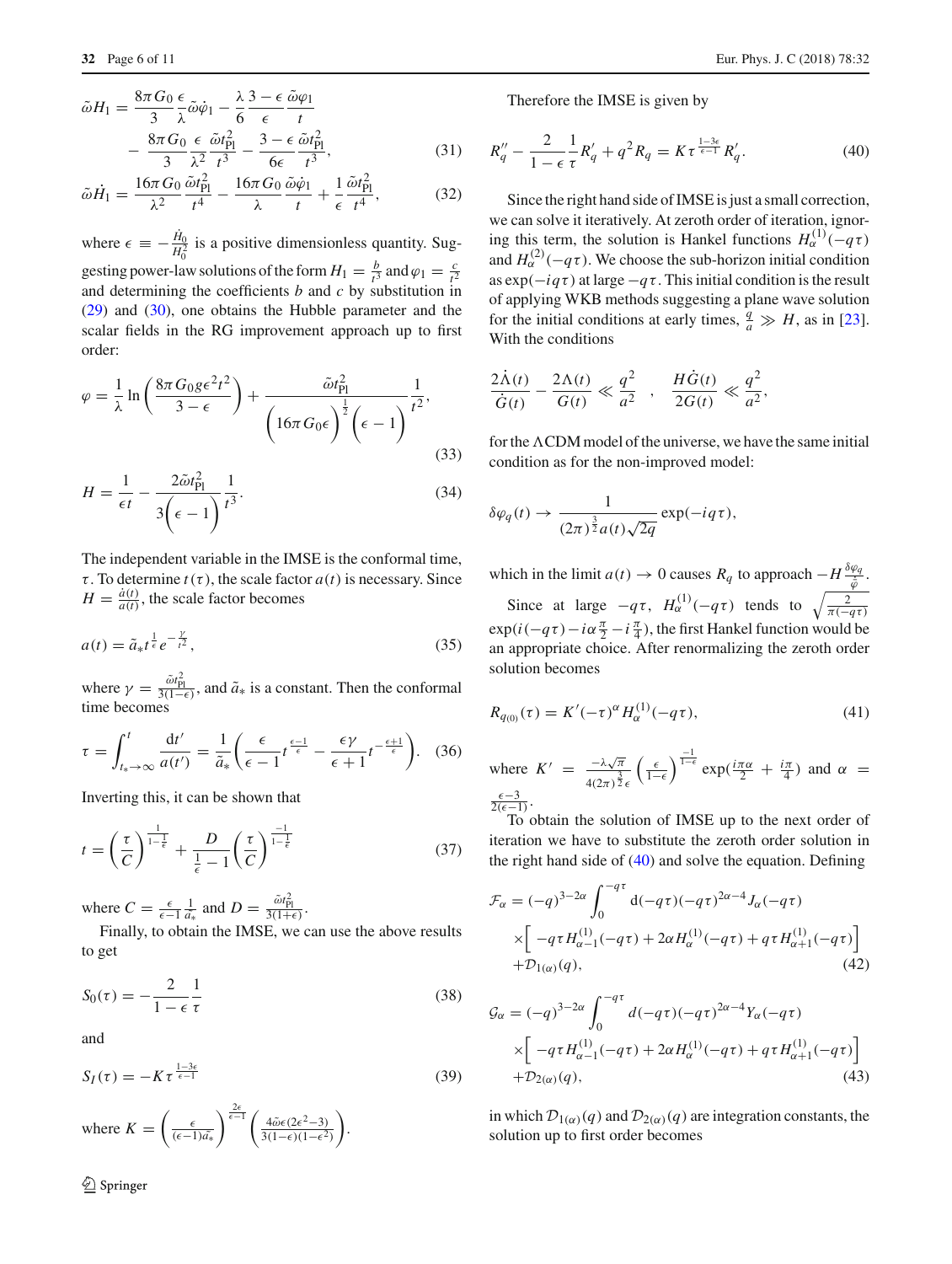$$\tilde{\omega} H_1 = \frac{8\pi G_0}{3}\frac{\epsilon}{\lambda}\tilde{\omega}\dot{\varphi}_1 - \frac{\lambda}{6}\frac{3-\epsilon}{\epsilon}\frac{\tilde{\omega}\varphi_1}{t} - \frac{8\pi G_0}{3}\frac{\epsilon}{\lambda^2}\frac{\tilde{\omega}t_{\rm Pl}^2}{t^3} - \frac{3-\epsilon}{6\epsilon}\frac{\tilde{\omega}t_{\rm Pl}^2}{t^3}, \tag{31}$$

$$\tilde{\omega}\dot{H}_1 = \frac{16\pi G_0}{\lambda^2}\frac{\tilde{\omega}t_{\rm Pl}^2}{t^4} - \frac{16\pi G_0}{\lambda}\frac{\tilde{\omega}\dot{\varphi}_1}{t} + \frac{1}{\epsilon}\frac{\tilde{\omega}t_{\rm Pl}^2}{t^4}, \tag{32}$$

where $\epsilon \equiv -\frac{\dot{H}_0}{H_0^2}$ is a positive dimensionless quantity. Suggesting power-law solutions of the form $H_1 = \frac{b}{t^3}$ and $\varphi_1 = \frac{c}{t^2}$ and determining the coefficients $b$ and $c$ by substitution in (29) and (30), one obtains the Hubble parameter and the scalar fields in the RG improvement approach up to first order:

$$\varphi = \frac{1}{\lambda}\ln\left(\frac{8\pi G_0 g \epsilon^2 t^2}{3-\epsilon}\right) + \frac{\tilde{\omega}t_{\rm Pl}^2}{\left(16\pi G_0\epsilon\right)^{\frac{1}{2}}\left(\epsilon-1\right)}\frac{1}{t^2}, \tag{33}$$

$$H = \frac{1}{\epsilon t} - \frac{2\tilde{\omega}t_{\rm Pl}^2}{3\left(\epsilon-1\right)}\frac{1}{t^3}. \tag{34}$$

The independent variable in the IMSE is the conformal time, $\tau$. To determine $t(\tau)$, the scale factor $a(t)$ is necessary. Since $H = \frac{\dot{a}(t)}{a(t)}$, the scale factor becomes

$$a(t) = \tilde{a}_* t^{\frac{1}{\epsilon}} e^{-\frac{\gamma}{t^2}}, \tag{35}$$

where $\gamma = \frac{\tilde{\omega}t_{\rm Pl}^2}{3(1-\epsilon)}$, and $\tilde{a}_*$ is a constant. Then the conformal time becomes

$$\tau = \int_{t_*\to\infty}^{t}\frac{dt'}{a(t')} = \frac{1}{\tilde{a}_*}\left(\frac{\epsilon}{\epsilon-1}t^{\frac{\epsilon-1}{\epsilon}} - \frac{\epsilon\gamma}{\epsilon+1}t^{-\frac{\epsilon+1}{\epsilon}}\right). \tag{36}$$

Inverting this, it can be shown that

$$t = \left(\frac{\tau}{C}\right)^{\frac{1}{1-\frac{1}{\epsilon}}} + \frac{D}{\frac{1}{\epsilon}-1}\left(\frac{\tau}{C}\right)^{\frac{-1}{1-\frac{1}{\epsilon}}} \tag{37}$$

where $C = \frac{\epsilon}{\epsilon-1}\frac{1}{\tilde{a}_*}$ and $D = \frac{\tilde{\omega}t_{\rm Pl}^2}{3(1+\epsilon)}$.

Finally, to obtain the IMSE, we can use the above results to get

$$S_0(\tau) = -\frac{2}{1-\epsilon}\frac{1}{\tau} \tag{38}$$

and

$$S_I(\tau) = -K\tau^{\frac{1-3\epsilon}{\epsilon-1}} \tag{39}$$

where $K = \left(\frac{\epsilon}{(\epsilon-1)\tilde{a}_*}\right)^{\frac{2\epsilon}{\epsilon-1}}\left(\frac{4\tilde{\omega}\epsilon(2\epsilon^2-3)}{3(1-\epsilon)(1-\epsilon^2)}\right)$.

Therefore the IMSE is given by

$$R_q'' - \frac{2}{1-\epsilon}\frac{1}{\tau}R_q' + q^2 R_q = K\tau^{\frac{1-3\epsilon}{\epsilon-1}}R_q'. \tag{40}$$

Since the right hand side of IMSE is just a small correction, we can solve it iteratively. At zeroth order of iteration, ignoring this term, the solution is Hankel functions $H_\alpha^{(1)}(-q\tau)$ and $H_\alpha^{(2)}(-q\tau)$. We choose the sub-horizon initial condition as $\exp(-iq\tau)$ at large $-q\tau$. This initial condition is the result of applying WKB methods suggesting a plane wave solution for the initial conditions at early times, $\frac{q}{a} \gg H$, as in [23]. With the conditions

$$\frac{2\dot{\Lambda}(t)}{\dot{G}(t)} - \frac{2\Lambda(t)}{G(t)} \ll \frac{q^2}{a^2} \quad , \quad \frac{H\dot{G}(t)}{2G(t)} \ll \frac{q^2}{a^2},$$

for the ΛCDM model of the universe, we have the same initial condition as for the non-improved model:

$$\delta\varphi_q(t) \to \frac{1}{(2\pi)^{\frac{3}{2}}a(t)\sqrt{2q}}\exp(-iq\tau),$$

which in the limit $a(t)\to 0$ causes $R_q$ to approach $-H\frac{\delta\varphi_q}{\dot{\varphi}}$.

Since at large $-q\tau$, $H_\alpha^{(1)}(-q\tau)$ tends to $\sqrt{\frac{2}{\pi(-q\tau)}}\exp(i(-q\tau) - i\alpha\frac{\pi}{2} - i\frac{\pi}{4})$, the first Hankel function would be an appropriate choice. After renormalizing the zeroth order solution becomes

$$R_{q_{(0)}}(\tau) = K'(-\tau)^\alpha H_\alpha^{(1)}(-q\tau), \tag{41}$$

where $K' = \frac{-\lambda\sqrt{\pi}}{4(2\pi)^{\frac{3}{2}}\epsilon}\left(\frac{\epsilon}{1-\epsilon}\right)^{\frac{-1}{1-\epsilon}}\exp(\frac{i\pi\alpha}{2} + \frac{i\pi}{4})$ and $\alpha = \frac{\epsilon-3}{2(\epsilon-1)}$.

To obtain the solution of IMSE up to the next order of iteration we have to substitute the zeroth order solution in the right hand side of (40) and solve the equation. Defining

$$\mathcal{F}_\alpha = (-q)^{3-2\alpha}\int_0^{-q\tau} d(-q\tau)(-q\tau)^{2\alpha-4}J_\alpha(-q\tau) \times\Big[-q\tau H_{\alpha-1}^{(1)}(-q\tau) + 2\alpha H_\alpha^{(1)}(-q\tau) + q\tau H_{\alpha+1}^{(1)}(-q\tau)\Big] + \mathcal{D}_{1(\alpha)}(q), \tag{42}$$

$$\mathcal{G}_\alpha = (-q)^{3-2\alpha}\int_0^{-q\tau} d(-q\tau)(-q\tau)^{2\alpha-4}Y_\alpha(-q\tau) \times\Big[-q\tau H_{\alpha-1}^{(1)}(-q\tau) + 2\alpha H_\alpha^{(1)}(-q\tau) + q\tau H_{\alpha+1}^{(1)}(-q\tau)\Big] + \mathcal{D}_{2(\alpha)}(q), \tag{43}$$

in which $\mathcal{D}_{1(\alpha)}(q)$ and $\mathcal{D}_{2(\alpha)}(q)$ are integration constants, the solution up to first order becomes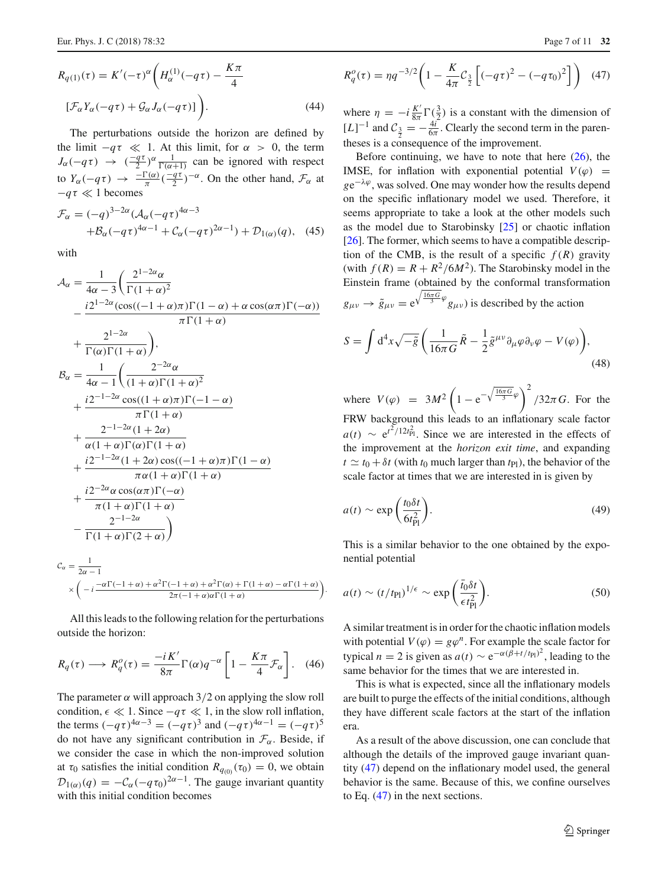$$R_{q^{(1)}}(\tau) = K'(-\tau)^{\alpha}\Bigg(H_{\alpha}^{(1)}(-q\tau) - \frac{K\pi}{4}$$
$$[\mathcal{F}_{\alpha}Y_{\alpha}(-q\tau) + \mathcal{G}_{\alpha}J_{\alpha}(-q\tau)]\Bigg). \quad (44)$$

The perturbations outside the horizon are defined by the limit $-q\tau \ll 1$. At this limit, for $\alpha > 0$, the term $J_{\alpha}(-q\tau) \to (\frac{-q\tau}{2})^{\alpha}\frac{1}{\Gamma(\alpha+1)}$ can be ignored with respect to $Y_{\alpha}(-q\tau) \to \frac{-\Gamma(\alpha)}{\pi}(\frac{-q\tau}{2})^{-\alpha}$. On the other hand, $\mathcal{F}_{\alpha}$ at $-q\tau \ll 1$ becomes

$$\mathcal{F}_{\alpha} = (-q)^{3-2\alpha}(\mathcal{A}_{\alpha}(-q\tau)^{4\alpha-3} + \mathcal{B}_{\alpha}(-q\tau)^{4\alpha-1} + \mathcal{C}_{\alpha}(-q\tau)^{2\alpha-1}) + \mathcal{D}_{1(\alpha)}(q), \quad (45)$$

with

$$\mathcal{A}_{\alpha} = \frac{1}{4\alpha-3}\Bigg(\frac{2^{1-2\alpha}\alpha}{\Gamma(1+\alpha)^2} - \frac{i2^{1-2\alpha}(\cos((-1+\alpha)\pi)\Gamma(1-\alpha) + \alpha\cos(\alpha\pi)\Gamma(-\alpha))}{\pi\Gamma(1+\alpha)} + \frac{2^{1-2\alpha}}{\Gamma(\alpha)\Gamma(1+\alpha)}\Bigg),$$

$$\mathcal{B}_{\alpha} = \frac{1}{4\alpha-1}\Bigg(\frac{2^{-2\alpha}\alpha}{(1+\alpha)\Gamma(1+\alpha)^2} + \frac{i2^{-1-2\alpha}\cos((1+\alpha)\pi)\Gamma(-1-\alpha)}{\pi\Gamma(1+\alpha)} + \frac{2^{-1-2\alpha}(1+2\alpha)}{\alpha(1+\alpha)\Gamma(\alpha)\Gamma(1+\alpha)} + \frac{i2^{-1-2\alpha}(1+2\alpha)\cos((-1+\alpha)\pi)\Gamma(1-\alpha)}{\pi\alpha(1+\alpha)\Gamma(1+\alpha)} + \frac{i2^{-2\alpha}\alpha\cos(\alpha\pi)\Gamma(-\alpha)}{\pi(1+\alpha)\Gamma(1+\alpha)} - \frac{2^{-1-2\alpha}}{\Gamma(1+\alpha)\Gamma(2+\alpha)}\Bigg)$$

$$\mathcal{C}_{\alpha} = \frac{1}{2\alpha-1} \times \Bigg(-i\frac{-\alpha\Gamma(-1+\alpha) + \alpha^2\Gamma(-1+\alpha) + \alpha^2\Gamma(\alpha) + \Gamma(1+\alpha) - \alpha\Gamma(1+\alpha)}{2\pi(-1+\alpha)\alpha\Gamma(1+\alpha)}\Bigg).$$

All this leads to the following relation for the perturbations outside the horizon:

$$R_q(\tau) \longrightarrow R_q^o(\tau) = \frac{-iK'}{8\pi}\Gamma(\alpha)q^{-\alpha}\left[1 - \frac{K\pi}{4}\mathcal{F}_{\alpha}\right]. \quad (46)$$

The parameter $\alpha$ will approach $3/2$ on applying the slow roll condition, $\epsilon \ll 1$. Since $-q\tau \ll 1$, in the slow roll inflation, the terms $(-q\tau)^{4\alpha-3} = (-q\tau)^3$ and $(-q\tau)^{4\alpha-1} = (-q\tau)^5$ do not have any significant contribution in $\mathcal{F}_{\alpha}$. Beside, if we consider the case in which the non-improved solution at $\tau_0$ satisfies the initial condition $R_{q_{(0)}}(\tau_0) = 0$, we obtain $\mathcal{D}_{1(\alpha)}(q) = -\mathcal{C}_{\alpha}(-q\tau_0)^{2\alpha-1}$. The gauge invariant quantity with this initial condition becomes

$$R_q^o(\tau) = \eta q^{-3/2}\left(1 - \frac{K}{4\pi}\mathcal{C}_{\frac{3}{2}}\left[(-q\tau)^2 - (-q\tau_0)^2\right]\right) \quad (47)$$

where $\eta = -i\frac{K'}{8\pi}\Gamma(\frac{3}{2})$ is a constant with the dimension of $[L]^{-1}$ and $\mathcal{C}_{\frac{3}{2}} = -\frac{4i}{6\pi}$. Clearly the second term in the parentheses is a consequence of the improvement.

Before continuing, we have to note that here (26), the IMSE, for inflation with exponential potential $V(\varphi) = ge^{-\lambda\varphi}$, was solved. One may wonder how the results depend on the specific inflationary model we used. Therefore, it seems appropriate to take a look at the other models such as the model due to Starobinsky [25] or chaotic inflation [26]. The former, which seems to have a compatible description of the CMB, is the result of a specific $f(R)$ gravity (with $f(R) = R + R^2/6M^2$). The Starobinsky model in the Einstein frame (obtained by the conformal transformation $g_{\mu\nu} \to \tilde{g}_{\mu\nu} = e^{\sqrt{\frac{16\pi G}{3}}\varphi}g_{\mu\nu}$) is described by the action

$$S = \int d^4x\sqrt{-\tilde{g}}\left(\frac{1}{16\pi G}\tilde{R} - \frac{1}{2}\tilde{g}^{\mu\nu}\partial_{\mu}\varphi\partial_{\nu}\varphi - V(\varphi)\right), \quad (48)$$

where $V(\varphi) = 3M^2\left(1 - e^{-\sqrt{\frac{16\pi G}{3}}\varphi}\right)^2/32\pi G$. For the FRW background this leads to an inflationary scale factor $a(t) \sim e^{t^2/12t_{\text{Pl}}^2}$. Since we are interested in the effects of the improvement at the *horizon exit time*, and expanding $t \simeq t_0 + \delta t$ (with $t_0$ much larger than $t_{\text{Pl}}$), the behavior of the scale factor at times that we are interested in is given by

$$a(t) \sim \exp\left(\frac{t_0\delta t}{6t_{\text{Pl}}^2}\right). \quad (49)$$

This is a similar behavior to the one obtained by the exponential potential

$$a(t) \sim (t/t_{\text{Pl}})^{1/\epsilon} \sim \exp\left(\frac{\tilde{t}_0\delta t}{\epsilon t_{\text{Pl}}^2}\right). \quad (50)$$

A similar treatment is in order for the chaotic inflation models with potential $V(\varphi) = g\varphi^n$. For example the scale factor for typical $n = 2$ is given as $a(t) \sim e^{-\alpha(\beta + t/t_{\text{Pl}})^2}$, leading to the same behavior for the times that we are interested in.

This is what is expected, since all the inflationary models are built to purge the effects of the initial conditions, although they have different scale factors at the start of the inflation era.

As a result of the above discussion, one can conclude that although the details of the improved gauge invariant quantity (47) depend on the inflationary model used, the general behavior is the same. Because of this, we confine ourselves to Eq. (47) in the next sections.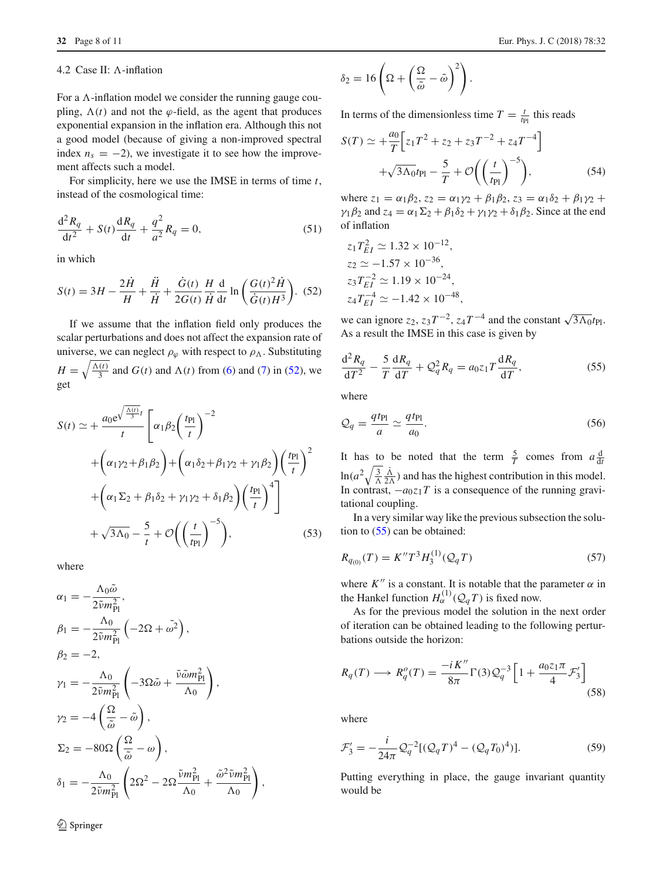### 4.2 Case II: Λ-inflation

For a Λ-inflation model we consider the running gauge coupling, $\Lambda(t)$ and not the $\varphi$-field, as the agent that produces exponential expansion in the inflation era. Although this not a good model (because of giving a non-improved spectral index $n_s = -2$), we investigate it to see how the improvement affects such a model.

For simplicity, here we use the IMSE in terms of time $t$, instead of the cosmological time:

$$\frac{\mathrm{d}^2 R_q}{\mathrm{d}t^2} + S(t)\frac{\mathrm{d}R_q}{\mathrm{d}t} + \frac{q^2}{a^2}R_q = 0, \tag{51}$$

in which

$$S(t) = 3H - \frac{2\dot{H}}{H} + \frac{\ddot{H}}{\dot{H}} + \frac{\dot{G}(t)}{2G(t)}\frac{H}{\dot{H}}\frac{\mathrm{d}}{\mathrm{d}t}\ln\left(\frac{G(t)^2\dot{H}}{\dot{G}(t)H^3}\right). \tag{52}$$

If we assume that the inflation field only produces the scalar perturbations and does not affect the expansion rate of universe, we can neglect $\rho_\varphi$ with respect to $\rho_\Lambda$. Substituting $H = \sqrt{\frac{\Lambda(t)}{3}}$ and $G(t)$ and $\Lambda(t)$ from (6) and (7) in (52), we get

$$\begin{aligned} S(t) \simeq &+ \frac{a_0 e^{\sqrt{\frac{\Lambda(t)}{3}}t}}{t}\left[\alpha_1\beta_2\left(\frac{t_{\mathrm{Pl}}}{t}\right)^{-2}\right.\\ &+\left(\alpha_1\gamma_2+\beta_1\beta_2\right)+\left(\alpha_1\delta_2+\beta_1\gamma_2+\gamma_1\beta_2\right)\left(\frac{t_{\mathrm{Pl}}}{t}\right)^2\\ &\left.+\left(\alpha_1\Sigma_2+\beta_1\delta_2+\gamma_1\gamma_2+\delta_1\beta_2\right)\left(\frac{t_{\mathrm{Pl}}}{t}\right)^4\right]\\ &+\sqrt{3\Lambda_0} - \frac{5}{t} + \mathcal{O}\left(\left(\frac{t}{t_{\mathrm{Pl}}}\right)^{-5}\right), \end{aligned} \tag{53}$$

where

$$\alpha_1 = -\frac{\Lambda_0\tilde{\omega}}{2\tilde{\nu}m_{\mathrm{Pl}}^2},$$

$$\beta_1 = -\frac{\Lambda_0}{2\tilde{\nu}m_{\mathrm{Pl}}^2}\left(-2\Omega + \tilde{\omega^2}\right),$$

$$\beta_2 = -2,$$

$$\gamma_1 = -\frac{\Lambda_0}{2\tilde{\nu}m_{\mathrm{Pl}}^2}\left(-3\Omega\tilde{\omega} + \frac{\tilde{\nu}\tilde{\omega}m_{\mathrm{Pl}}^2}{\Lambda_0}\right),$$

$$\gamma_2 = -4\left(\frac{\Omega}{\tilde{\omega}} - \tilde{\omega}\right),$$

$$\Sigma_2 = -80\Omega\left(\frac{\Omega}{\tilde{\omega}} - \omega\right),$$

$$\delta_1 = -\frac{\Lambda_0}{2\tilde{\nu}m_{\mathrm{Pl}}^2}\left(2\Omega^2 - 2\Omega\frac{\tilde{\nu}m_{\mathrm{Pl}}^2}{\Lambda_0} + \frac{\tilde{\omega}^2\tilde{\nu}m_{\mathrm{Pl}}^2}{\Lambda_0}\right),$$

$$\delta_2 = 16\left(\Omega + \left(\frac{\Omega}{\tilde{\omega}} - \tilde{\omega}\right)^2\right).$$

In terms of the dimensionless time $T = \frac{t}{t_{\mathrm{Pl}}}$ this reads

$$\begin{aligned} S(T) \simeq &+\frac{a_0}{T}\left[z_1T^2 + z_2 + z_3T^{-2} + z_4T^{-4}\right]\\ &+\sqrt{3\Lambda_0}t_{\mathrm{Pl}} - \frac{5}{T} + \mathcal{O}\left(\left(\frac{t}{t_{\mathrm{Pl}}}\right)^{-5}\right), \end{aligned} \tag{54}$$

where $z_1 = \alpha_1\beta_2$, $z_2 = \alpha_1\gamma_2 + \beta_1\beta_2$, $z_3 = \alpha_1\delta_2 + \beta_1\gamma_2 + \gamma_1\beta_2$ and $z_4 = \alpha_1\Sigma_2 + \beta_1\delta_2 + \gamma_1\gamma_2 + \delta_1\beta_2$. Since at the end of inflation

$$\begin{aligned} &z_1T_{EI}^2 \simeq 1.32\times 10^{-12},\\ &z_2 \simeq -1.57\times 10^{-36},\\ &z_3T_{EI}^{-2} \simeq 1.19\times 10^{-24},\\ &z_4T_{EI}^{-4} \simeq -1.42\times 10^{-48}, \end{aligned}$$

we can ignore $z_2$, $z_3T^{-2}$, $z_4T^{-4}$ and the constant $\sqrt{3\Lambda_0}t_{\mathrm{Pl}}$. As a result the IMSE in this case is given by

$$\frac{\mathrm{d}^2R_q}{\mathrm{d}T^2} - \frac{5}{T}\frac{\mathrm{d}R_q}{\mathrm{d}T} + \mathcal{Q}_q^2R_q = a_0z_1T\frac{\mathrm{d}R_q}{\mathrm{d}T}, \tag{55}$$

where

$$\mathcal{Q}_q = \frac{qt_{\mathrm{Pl}}}{a} \simeq \frac{qt_{\mathrm{Pl}}}{a_0}. \tag{56}$$

It has to be noted that the term $\frac{5}{T}$ comes from $a\frac{\mathrm{d}}{\mathrm{d}t}\ln(a^2\sqrt{\frac{3}{\Lambda}}\frac{\dot{\Lambda}}{2\Lambda})$ and has the highest contribution in this model. In contrast, $-a_0z_1T$ is a consequence of the running gravitational coupling.

In a very similar way like the previous subsection the solution to (55) can be obtained:

$$R_{q_{(0)}}(T) = K''T^3H_3^{(1)}(\mathcal{Q}_qT) \tag{57}$$

where $K''$ is a constant. It is notable that the parameter $\alpha$ in the Hankel function $H_\alpha^{(1)}(\mathcal{Q}_qT)$ is fixed now.

As for the previous model the solution in the next order of iteration can be obtained leading to the following perturbations outside the horizon:

$$R_q(T) \longrightarrow R_q^o(T) = \frac{-iK''}{8\pi}\Gamma(3)\mathcal{Q}_q^{-3}\left[1 + \frac{a_0z_1\pi}{4}\mathcal{F}_3'\right] \tag{58}$$

where

$$\mathcal{F}_3' = -\frac{i}{24\pi}\mathcal{Q}_q^{-2}[(\mathcal{Q}_qT)^4 - (\mathcal{Q}_qT_0)^4)]. \tag{59}$$

Putting everything in place, the gauge invariant quantity would be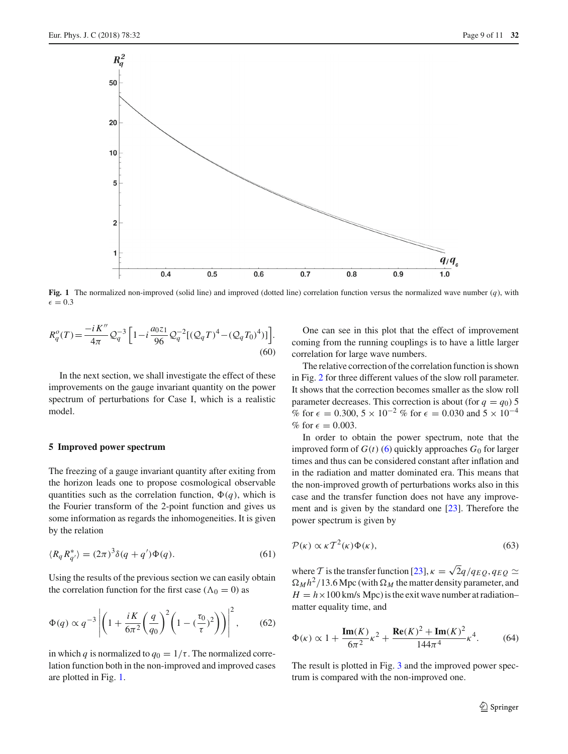Fig. 1 The normalized non-improved (solid line) and improved (dotted line) correlation function versus the normalized wave number ($q$), with $\epsilon = 0.3$

$$R_q^o(T) = \frac{-iK''}{4\pi}\mathcal{Q}_q^{-3}\left[1 - i\frac{a_0 z_1}{96}\mathcal{Q}_q^{-2}[(\mathcal{Q}_q T)^4 - (\mathcal{Q}_q T_0)^4)]\right]. \quad (60)$$

In the next section, we shall investigate the effect of these improvements on the gauge invariant quantity on the power spectrum of perturbations for Case I, which is a realistic model.

## 5 Improved power spectrum

The freezing of a gauge invariant quantity after exiting from the horizon leads one to propose cosmological observable quantities such as the correlation function, $\Phi(q)$, which is the Fourier transform of the 2-point function and gives us some information as regards the inhomogeneities. It is given by the relation

$$\langle R_q R^*_{q'}\rangle = (2\pi)^3 \delta(q + q')\Phi(q). \quad (61)$$

Using the results of the previous section we can easily obtain the correlation function for the first case ($\Lambda_0 = 0$) as

$$\Phi(q) \propto q^{-3}\left|\left(1 + \frac{iK}{6\pi^2}\left(\frac{q}{q_0}\right)^2\left(1 - (\frac{\tau_0}{\tau})^2\right)\right)\right|^2, \quad (62)$$

in which $q$ is normalized to $q_0 = 1/\tau$. The normalized correlation function both in the non-improved and improved cases are plotted in Fig. 1.

One can see in this plot that the effect of improvement coming from the running couplings is to have a little larger correlation for large wave numbers.

The relative correction of the correlation function is shown in Fig. 2 for three different values of the slow roll parameter. It shows that the correction becomes smaller as the slow roll parameter decreases. This correction is about (for $q = q_0$) 5 % for $\epsilon = 0.300$, $5 \times 10^{-2}$ % for $\epsilon = 0.030$ and $5 \times 10^{-4}$ % for $\epsilon = 0.003$.

In order to obtain the power spectrum, note that the improved form of $G(t)$ (6) quickly approaches $G_0$ for larger times and thus can be considered constant after inflation and in the radiation and matter dominated era. This means that the non-improved growth of perturbations works also in this case and the transfer function does not have any improvement and is given by the standard one [23]. Therefore the power spectrum is given by

$$\mathcal{P}(\kappa) \propto \kappa \mathcal{T}^2(\kappa)\Phi(\kappa), \quad (63)$$

where $\mathcal{T}$ is the transfer function [23], $\kappa = \sqrt{2}q/q_{EQ}$, $q_{EQ} \simeq \Omega_M h^2/13.6\,\text{Mpc}$ (with $\Omega_M$ the matter density parameter, and $H = h \times 100\,\text{km/s Mpc}$) is the exit wave number at radiation–matter equality time, and

$$\Phi(\kappa) \propto 1 + \frac{\mathbf{Im}(K)}{6\pi^2}\kappa^2 + \frac{\mathbf{Re}(K)^2 + \mathbf{Im}(K)^2}{144\pi^4}\kappa^4. \quad (64)$$

The result is plotted in Fig. 3 and the improved power spectrum is compared with the non-improved one.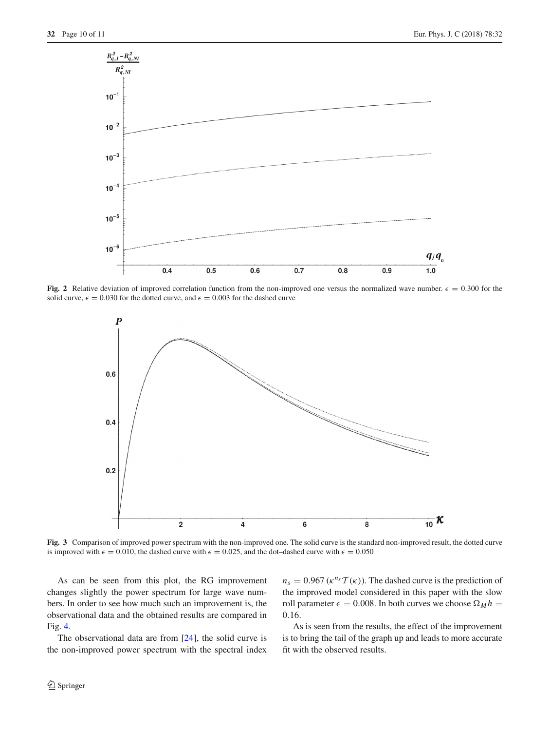**Fig. 2** Relative deviation of improved correlation function from the non-improved one versus the normalized wave number. $\epsilon = 0.300$ for the solid curve, $\epsilon = 0.030$ for the dotted curve, and $\epsilon = 0.003$ for the dashed curve

**Fig. 3** Comparison of improved power spectrum with the non-improved one. The solid curve is the standard non-improved result, the dotted curve is improved with $\epsilon = 0.010$, the dashed curve with $\epsilon = 0.025$, and the dot–dashed curve with $\epsilon = 0.050$

As can be seen from this plot, the RG improvement changes slightly the power spectrum for large wave numbers. In order to see how much such an improvement is, the observational data and the obtained results are compared in Fig. 4.

The observational data are from [24], the solid curve is the non-improved power spectrum with the spectral index $n_s = 0.967$ ($\kappa^{n_s}\mathcal{T}(\kappa)$). The dashed curve is the prediction of the improved model considered in this paper with the slow roll parameter $\epsilon = 0.008$. In both curves we choose $\Omega_M h = 0.16$.

As is seen from the results, the effect of the improvement is to bring the tail of the graph up and leads to more accurate fit with the observed results.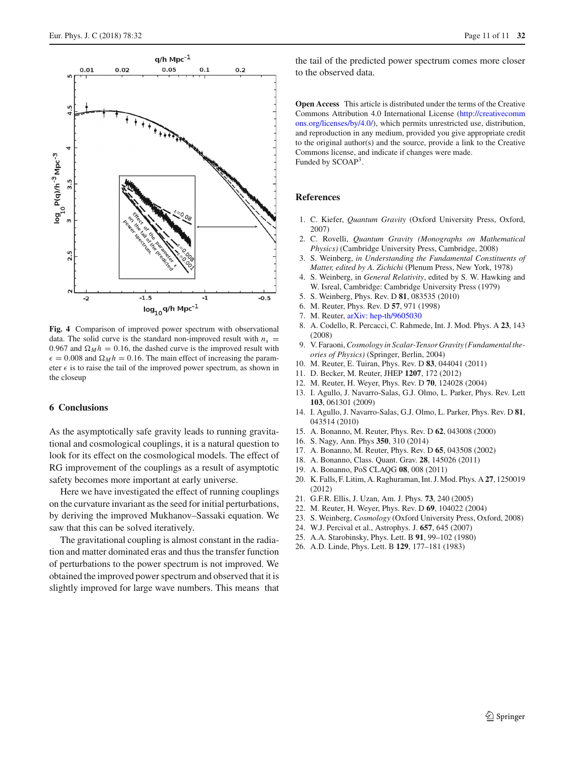q/h Mpc$^{-1}$

0.01 0.02 0.05 0.1 0.2

$\log_{10} P(q)/h^{-3}$ Mpc$^{-3}$

5 4.5 4 3.5 3 2.5 2

Effect of the parameter ε on the tail of the predicted power spectrum

ε=0.08

ε=0.008

ε=0.001

-2 -1.5 -1 -0.5

$\log_{10} q/h$ Mpc$^{-1}$

**Fig. 4** Comparison of improved power spectrum with observational data. The solid curve is the standard non-improved result with $n_s = 0.967$ and $\Omega_M h = 0.16$, the dashed curve is the improved result with $\epsilon = 0.008$ and $\Omega_M h = 0.16$. The main effect of increasing the parameter $\epsilon$ is to raise the tail of the improved power spectrum, as shown in the closeup

## 6 Conclusions

As the asymptotically safe gravity leads to running gravitational and cosmological couplings, it is a natural question to look for its effect on the cosmological models. The effect of RG improvement of the couplings as a result of asymptotic safety becomes more important at early universe.

Here we have investigated the effect of running couplings on the curvature invariant as the seed for initial perturbations, by deriving the improved Mukhanov–Sassaki equation. We saw that this can be solved iteratively.

The gravitational coupling is almost constant in the radiation and matter dominated eras and thus the transfer function of perturbations to the power spectrum is not improved. We obtained the improved power spectrum and observed that it is slightly improved for large wave numbers. This means that the tail of the predicted power spectrum comes more closer to the observed data.

**Open Access** This article is distributed under the terms of the Creative Commons Attribution 4.0 International License (http://creativecommons.org/licenses/by/4.0/), which permits unrestricted use, distribution, and reproduction in any medium, provided you give appropriate credit to the original author(s) and the source, provide a link to the Creative Commons license, and indicate if changes were made.
Funded by SCOAP[3].

## References

1. C. Kiefer, *Quantum Gravity* (Oxford University Press, Oxford, 2007)
2. C. Rovelli, *Quantum Gravity (Monographs on Mathematical Physics)* (Cambridge University Press, Cambridge, 2008)
3. S. Weinberg, *in Understanding the Fundamental Constituents of Matter, edited by A. Zichichi* (Plenum Press, New York, 1978)
4. S. Weinberg, in *General Relativity*, edited by S. W. Hawking and W. Isreal, Cambridge: Cambridge University Press (1979)
5. S. Weinberg, Phys. Rev. D **81**, 083535 (2010)
6. M. Reuter, Phys. Rev. D **57**, 971 (1998)
7. M. Reuter, arXiv: hep-th/9605030
8. A. Codello, R. Percacci, C. Rahmede, Int. J. Mod. Phys. A **23**, 143 (2008)
9. V. Faraoni, *Cosmology in Scalar-Tensor Gravity (Fundamental theories of Physics)* (Springer, Berlin, 2004)
10. M. Reuter, E. Tuiran, Phys. Rev. D **83**, 044041 (2011)
11. D. Becker, M. Reuter, JHEP **1207**, 172 (2012)
12. M. Reuter, H. Weyer, Phys. Rev. D **70**, 124028 (2004)
13. I. Agullo, J. Navarro-Salas, G.J. Olmo, L. Parker, Phys. Rev. Lett **103**, 061301 (2009)
14. I. Agullo, J. Navarro-Salas, G.J. Olmo, L. Parker, Phys. Rev. D **81**, 043514 (2010)
15. A. Bonanno, M. Reuter, Phys. Rev. D **62**, 043008 (2000)
16. S. Nagy, Ann. Phys **350**, 310 (2014)
17. A. Bonanno, M. Reuter, Phys. Rev. D **65**, 043508 (2002)
18. A. Bonanno, Class. Quant. Grav. **28**, 145026 (2011)
19. A. Bonanno, PoS CLAQG **08**, 008 (2011)
20. K. Falls, F. Litim, A. Raghuraman, Int. J. Mod. Phys. A **27**, 1250019 (2012)
21. G.F.R. Ellis, J. Uzan, Am. J. Phys. **73**, 240 (2005)
22. M. Reuter, H. Weyer, Phys. Rev. D **69**, 104022 (2004)
23. S. Weinberg, *Cosmology* (Oxford University Press, Oxford, 2008)
24. W.J. Percival et al., Astrophys. J. **657**, 645 (2007)
25. A.A. Starobinsky, Phys. Lett. B **91**, 99–102 (1980)
26. A.D. Linde, Phys. Lett. B **129**, 177–181 (1983)